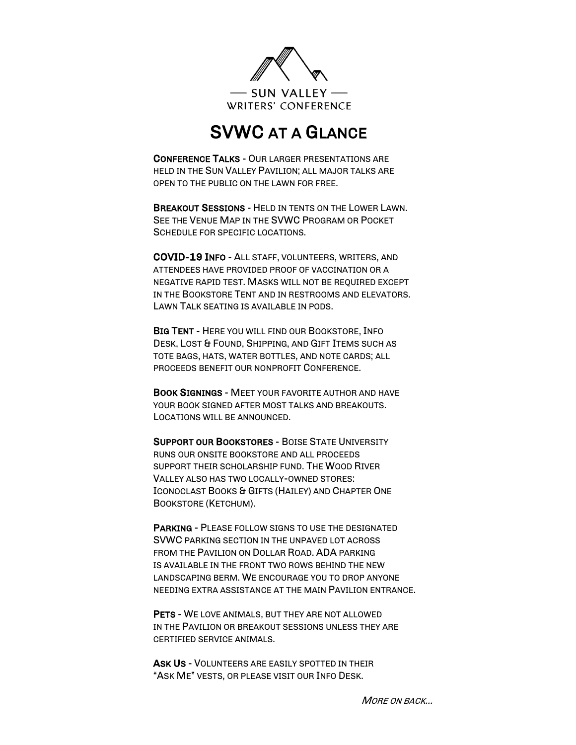— SUN VALLEY —
WRITERS' CONFERENCE

# SVWC at a Glance

**Conference Talks** - Our larger presentations are held in the Sun Valley Pavilion; all major talks are open to the public on the lawn for free.

**Breakout Sessions** - Held in tents on the Lower Lawn. See the Venue Map in the SVWC Program or Pocket Schedule for specific locations.

**COVID-19 Info** - All staff, volunteers, writers, and attendees have provided proof of vaccination or a negative rapid test. Masks will not be required except in the Bookstore Tent and in restrooms and elevators. Lawn Talk seating is available in pods.

**Big Tent** - Here you will find our Bookstore, Info Desk, Lost & Found, Shipping, and Gift Items such as tote bags, hats, water bottles, and note cards; all proceeds benefit our nonprofit Conference.

**Book Signings** - Meet your favorite author and have your book signed after most talks and breakouts. Locations will be announced.

**Support our Bookstores** - Boise State University runs our onsite bookstore and all proceeds support their scholarship fund. The Wood River Valley also has two locally-owned stores: Iconoclast Books & Gifts (Hailey) and Chapter One Bookstore (Ketchum).

**Parking** - Please follow signs to use the designated SVWC parking section in the unpaved lot across from the Pavilion on Dollar Road. ADA parking is available in the front two rows behind the new landscaping berm. We encourage you to drop anyone needing extra assistance at the main Pavilion entrance.

**Pets** - We love animals, but they are not allowed in the Pavilion or breakout sessions unless they are certified service animals.

**Ask Us** - Volunteers are easily spotted in their "Ask Me" vests, or please visit our Info Desk.

*More on back...*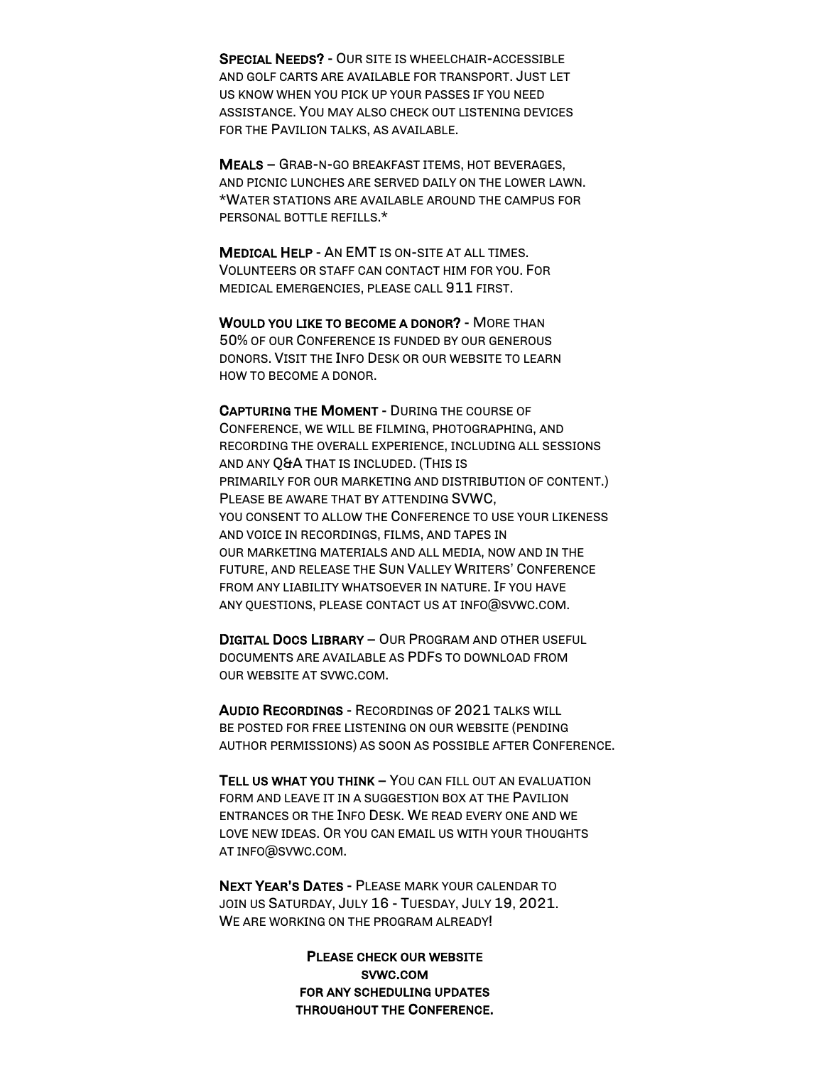**Special Needs?** - Our site is wheelchair-accessible and golf carts are available for transport. Just let us know when you pick up your passes if you need assistance. You may also check out listening devices for the Pavilion talks, as available.

**Meals** – Grab-n-go breakfast items, hot beverages, and picnic lunches are served daily on the lower lawn. *Water stations are available around the campus for personal bottle refills.*

**Medical Help** - An EMT is on-site at all times. Volunteers or staff can contact him for you. For medical emergencies, please call 911 first.

**Would you like to become a donor?** - More than 50% of our Conference is funded by our generous donors. Visit the Info Desk or our website to learn how to become a donor.

**Capturing the Moment** - During the course of Conference, we will be filming, photographing, and recording the overall experience, including all sessions and any Q&A that is included. (This is primarily for our marketing and distribution of content.) Please be aware that by attending SVWC, you consent to allow the Conference to use your likeness and voice in recordings, films, and tapes in our marketing materials and all media, now and in the future, and release the Sun Valley Writers' Conference from any liability whatsoever in nature. If you have any questions, please contact us at info@svwc.com.

**Digital Docs Library** – Our Program and other useful documents are available as PDFs to download from our website at svwc.com.

**Audio Recordings** - Recordings of 2021 talks will be posted for free listening on our website (pending author permissions) as soon as possible after Conference.

**Tell us what you think** – You can fill out an evaluation form and leave it in a suggestion box at the Pavilion entrances or the Info Desk. We read every one and we love new ideas. Or you can email us with your thoughts at info@svwc.com.

**Next Year's Dates** - Please mark your calendar to join us Saturday, July 16 - Tuesday, July 19, 2021. We are working on the program already!

**Please check our website**
**svwc.com**
**for any scheduling updates**
**throughout the Conference.**